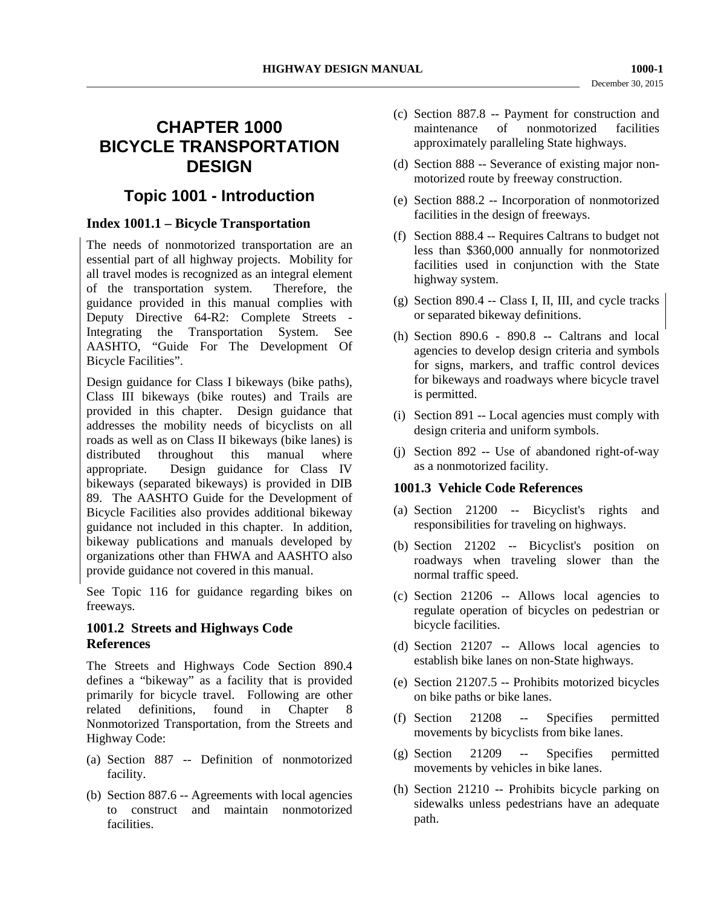# CHAPTER 1000 BICYCLE TRANSPORTATION DESIGN

## Topic 1001 - Introduction

### Index 1001.1 – Bicycle Transportation

The needs of nonmotorized transportation are an essential part of all highway projects. Mobility for all travel modes is recognized as an integral element of the transportation system. Therefore, the guidance provided in this manual complies with Deputy Directive 64-R2: Complete Streets - Integrating the Transportation System. See AASHTO, "Guide For The Development Of Bicycle Facilities".

Design guidance for Class I bikeways (bike paths), Class III bikeways (bike routes) and Trails are provided in this chapter. Design guidance that addresses the mobility needs of bicyclists on all roads as well as on Class II bikeways (bike lanes) is distributed throughout this manual where appropriate. Design guidance for Class IV bikeways (separated bikeways) is provided in DIB 89. The AASHTO Guide for the Development of Bicycle Facilities also provides additional bikeway guidance not included in this chapter. In addition, bikeway publications and manuals developed by organizations other than FHWA and AASHTO also provide guidance not covered in this manual.

See Topic 116 for guidance regarding bikes on freeways.

### 1001.2 Streets and Highways Code References

The Streets and Highways Code Section 890.4 defines a "bikeway" as a facility that is provided primarily for bicycle travel. Following are other related definitions, found in Chapter 8 Nonmotorized Transportation, from the Streets and Highway Code:

(a) Section 887 -- Definition of nonmotorized facility.

(b) Section 887.6 -- Agreements with local agencies to construct and maintain nonmotorized facilities.

(c) Section 887.8 -- Payment for construction and maintenance of nonmotorized facilities approximately paralleling State highways.

(d) Section 888 -- Severance of existing major non-motorized route by freeway construction.

(e) Section 888.2 -- Incorporation of nonmotorized facilities in the design of freeways.

(f) Section 888.4 -- Requires Caltrans to budget not less than $360,000 annually for nonmotorized facilities used in conjunction with the State highway system.

(g) Section 890.4 -- Class I, II, III, and cycle tracks or separated bikeway definitions.

(h) Section 890.6 - 890.8 -- Caltrans and local agencies to develop design criteria and symbols for signs, markers, and traffic control devices for bikeways and roadways where bicycle travel is permitted.

(i) Section 891 -- Local agencies must comply with design criteria and uniform symbols.

(j) Section 892 -- Use of abandoned right-of-way as a nonmotorized facility.

### 1001.3 Vehicle Code References

(a) Section 21200 -- Bicyclist's rights and responsibilities for traveling on highways.

(b) Section 21202 -- Bicyclist's position on roadways when traveling slower than the normal traffic speed.

(c) Section 21206 -- Allows local agencies to regulate operation of bicycles on pedestrian or bicycle facilities.

(d) Section 21207 -- Allows local agencies to establish bike lanes on non-State highways.

(e) Section 21207.5 -- Prohibits motorized bicycles on bike paths or bike lanes.

(f) Section 21208 -- Specifies permitted movements by bicyclists from bike lanes.

(g) Section 21209 -- Specifies permitted movements by vehicles in bike lanes.

(h) Section 21210 -- Prohibits bicycle parking on sidewalks unless pedestrians have an adequate path.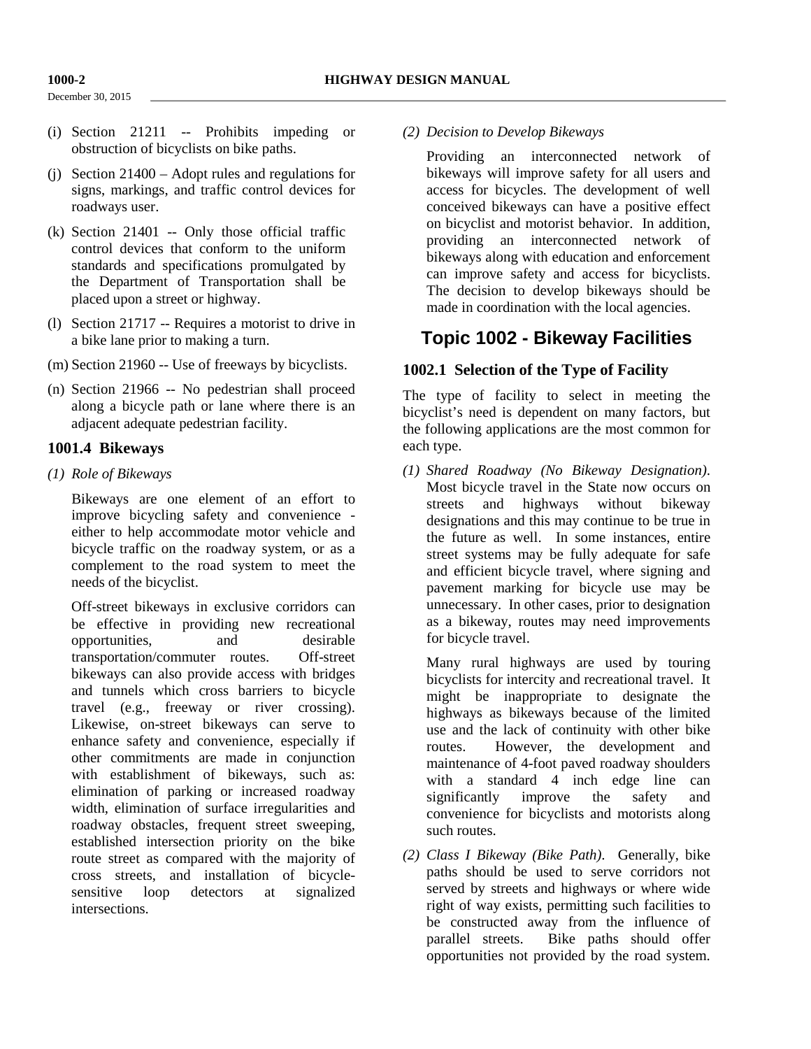(i) Section 21211 -- Prohibits impeding or obstruction of bicyclists on bike paths.

(j) Section 21400 – Adopt rules and regulations for signs, markings, and traffic control devices for roadways user.

(k) Section 21401 -- Only those official traffic control devices that conform to the uniform standards and specifications promulgated by the Department of Transportation shall be placed upon a street or highway.

(l) Section 21717 -- Requires a motorist to drive in a bike lane prior to making a turn.

(m) Section 21960 -- Use of freeways by bicyclists.

(n) Section 21966 -- No pedestrian shall proceed along a bicycle path or lane where there is an adjacent adequate pedestrian facility.

### 1001.4 Bikeways

*(1) Role of Bikeways*

Bikeways are one element of an effort to improve bicycling safety and convenience - either to help accommodate motor vehicle and bicycle traffic on the roadway system, or as a complement to the road system to meet the needs of the bicyclist.

Off-street bikeways in exclusive corridors can be effective in providing new recreational opportunities, and desirable transportation/commuter routes. Off-street bikeways can also provide access with bridges and tunnels which cross barriers to bicycle travel (e.g., freeway or river crossing). Likewise, on-street bikeways can serve to enhance safety and convenience, especially if other commitments are made in conjunction with establishment of bikeways, such as: elimination of parking or increased roadway width, elimination of surface irregularities and roadway obstacles, frequent street sweeping, established intersection priority on the bike route street as compared with the majority of cross streets, and installation of bicycle-sensitive loop detectors at signalized intersections.

*(2) Decision to Develop Bikeways*

Providing an interconnected network of bikeways will improve safety for all users and access for bicycles. The development of well conceived bikeways can have a positive effect on bicyclist and motorist behavior. In addition, providing an interconnected network of bikeways along with education and enforcement can improve safety and access for bicyclists. The decision to develop bikeways should be made in coordination with the local agencies.

## Topic 1002 - Bikeway Facilities

### 1002.1 Selection of the Type of Facility

The type of facility to select in meeting the bicyclist's need is dependent on many factors, but the following applications are the most common for each type.

*(1) Shared Roadway (No Bikeway Designation).* Most bicycle travel in the State now occurs on streets and highways without bikeway designations and this may continue to be true in the future as well. In some instances, entire street systems may be fully adequate for safe and efficient bicycle travel, where signing and pavement marking for bicycle use may be unnecessary. In other cases, prior to designation as a bikeway, routes may need improvements for bicycle travel.

Many rural highways are used by touring bicyclists for intercity and recreational travel. It might be inappropriate to designate the highways as bikeways because of the limited use and the lack of continuity with other bike routes. However, the development and maintenance of 4-foot paved roadway shoulders with a standard 4 inch edge line can significantly improve the safety and convenience for bicyclists and motorists along such routes.

*(2) Class I Bikeway (Bike Path).* Generally, bike paths should be used to serve corridors not served by streets and highways or where wide right of way exists, permitting such facilities to be constructed away from the influence of parallel streets. Bike paths should offer opportunities not provided by the road system.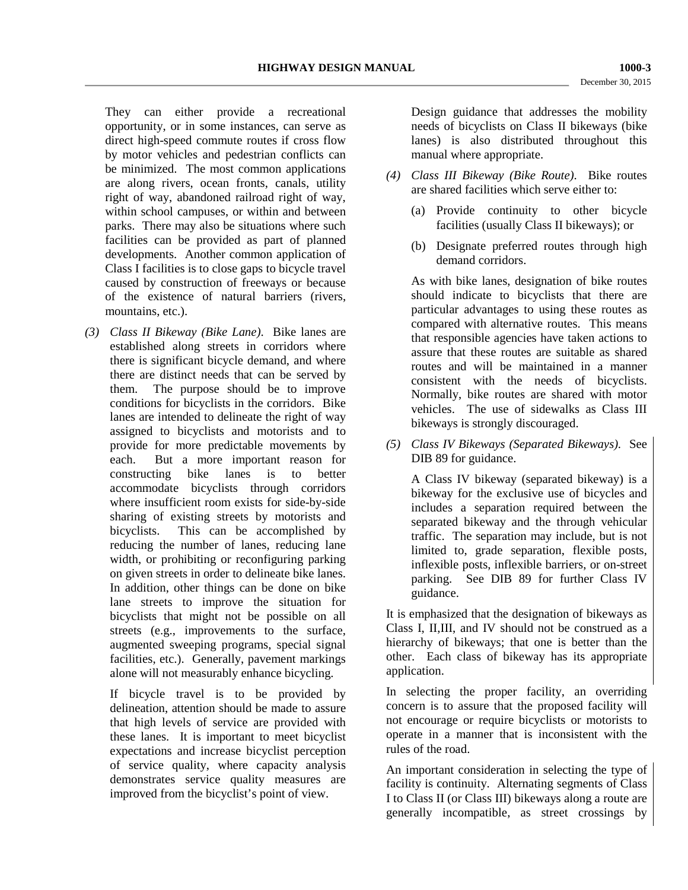They can either provide a recreational opportunity, or in some instances, can serve as direct high-speed commute routes if cross flow by motor vehicles and pedestrian conflicts can be minimized. The most common applications are along rivers, ocean fronts, canals, utility right of way, abandoned railroad right of way, within school campuses, or within and between parks. There may also be situations where such facilities can be provided as part of planned developments. Another common application of Class I facilities is to close gaps to bicycle travel caused by construction of freeways or because of the existence of natural barriers (rivers, mountains, etc.).

(3) *Class II Bikeway (Bike Lane).* Bike lanes are established along streets in corridors where there is significant bicycle demand, and where there are distinct needs that can be served by them. The purpose should be to improve conditions for bicyclists in the corridors. Bike lanes are intended to delineate the right of way assigned to bicyclists and motorists and to provide for more predictable movements by each. But a more important reason for constructing bike lanes is to better accommodate bicyclists through corridors where insufficient room exists for side-by-side sharing of existing streets by motorists and bicyclists. This can be accomplished by reducing the number of lanes, reducing lane width, or prohibiting or reconfiguring parking on given streets in order to delineate bike lanes. In addition, other things can be done on bike lane streets to improve the situation for bicyclists that might not be possible on all streets (e.g., improvements to the surface, augmented sweeping programs, special signal facilities, etc.). Generally, pavement markings alone will not measurably enhance bicycling.

   If bicycle travel is to be provided by delineation, attention should be made to assure that high levels of service are provided with these lanes. It is important to meet bicyclist expectations and increase bicyclist perception of service quality, where capacity analysis demonstrates service quality measures are improved from the bicyclist's point of view.

   Design guidance that addresses the mobility needs of bicyclists on Class II bikeways (bike lanes) is also distributed throughout this manual where appropriate.

(4) *Class III Bikeway (Bike Route).* Bike routes are shared facilities which serve either to:

   (a) Provide continuity to other bicycle facilities (usually Class II bikeways); or

   (b) Designate preferred routes through high demand corridors.

   As with bike lanes, designation of bike routes should indicate to bicyclists that there are particular advantages to using these routes as compared with alternative routes. This means that responsible agencies have taken actions to assure that these routes are suitable as shared routes and will be maintained in a manner consistent with the needs of bicyclists. Normally, bike routes are shared with motor vehicles. The use of sidewalks as Class III bikeways is strongly discouraged.

(5) *Class IV Bikeways (Separated Bikeways).* See DIB 89 for guidance.

   A Class IV bikeway (separated bikeway) is a bikeway for the exclusive use of bicycles and includes a separation required between the separated bikeway and the through vehicular traffic. The separation may include, but is not limited to, grade separation, flexible posts, inflexible posts, inflexible barriers, or on-street parking. See DIB 89 for further Class IV guidance.

It is emphasized that the designation of bikeways as Class I, II,III, and IV should not be construed as a hierarchy of bikeways; that one is better than the other. Each class of bikeway has its appropriate application.

In selecting the proper facility, an overriding concern is to assure that the proposed facility will not encourage or require bicyclists or motorists to operate in a manner that is inconsistent with the rules of the road.

An important consideration in selecting the type of facility is continuity. Alternating segments of Class I to Class II (or Class III) bikeways along a route are generally incompatible, as street crossings by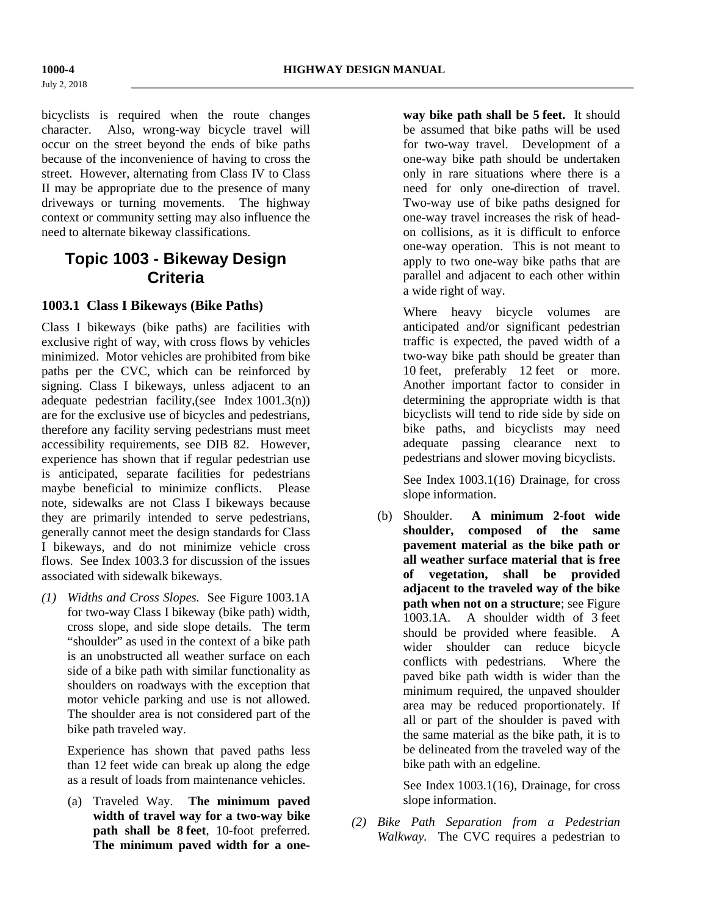bicyclists is required when the route changes character. Also, wrong-way bicycle travel will occur on the street beyond the ends of bike paths because of the inconvenience of having to cross the street. However, alternating from Class IV to Class II may be appropriate due to the presence of many driveways or turning movements. The highway context or community setting may also influence the need to alternate bikeway classifications.

## Topic 1003 - Bikeway Design Criteria

### 1003.1 Class I Bikeways (Bike Paths)

Class I bikeways (bike paths) are facilities with exclusive right of way, with cross flows by vehicles minimized. Motor vehicles are prohibited from bike paths per the CVC, which can be reinforced by signing. Class I bikeways, unless adjacent to an adequate pedestrian facility,(see Index 1001.3(n)) are for the exclusive use of bicycles and pedestrians, therefore any facility serving pedestrians must meet accessibility requirements, see DIB 82. However, experience has shown that if regular pedestrian use is anticipated, separate facilities for pedestrians maybe beneficial to minimize conflicts. Please note, sidewalks are not Class I bikeways because they are primarily intended to serve pedestrians, generally cannot meet the design standards for Class I bikeways, and do not minimize vehicle cross flows. See Index 1003.3 for discussion of the issues associated with sidewalk bikeways.

*(1) Widths and Cross Slopes.* See Figure 1003.1A for two-way Class I bikeway (bike path) width, cross slope, and side slope details. The term "shoulder" as used in the context of a bike path is an unobstructed all weather surface on each side of a bike path with similar functionality as shoulders on roadways with the exception that motor vehicle parking and use is not allowed. The shoulder area is not considered part of the bike path traveled way.

Experience has shown that paved paths less than 12 feet wide can break up along the edge as a result of loads from maintenance vehicles.

(a) Traveled Way. **The minimum paved width of travel way for a two-way bike path shall be 8 feet**, 10-foot preferred. **The minimum paved width for a one-way bike path shall be 5 feet.** It should be assumed that bike paths will be used for two-way travel. Development of a one-way bike path should be undertaken only in rare situations where there is a need for only one-direction of travel. Two-way use of bike paths designed for one-way travel increases the risk of head-on collisions, as it is difficult to enforce one-way operation. This is not meant to apply to two one-way bike paths that are parallel and adjacent to each other within a wide right of way.

Where heavy bicycle volumes are anticipated and/or significant pedestrian traffic is expected, the paved width of a two-way bike path should be greater than 10 feet, preferably 12 feet or more. Another important factor to consider in determining the appropriate width is that bicyclists will tend to ride side by side on bike paths, and bicyclists may need adequate passing clearance next to pedestrians and slower moving bicyclists.

See Index 1003.1(16) Drainage, for cross slope information.

(b) Shoulder. **A minimum 2-foot wide shoulder, composed of the same pavement material as the bike path or all weather surface material that is free of vegetation, shall be provided adjacent to the traveled way of the bike path when not on a structure**; see Figure 1003.1A. A shoulder width of 3 feet should be provided where feasible. A wider shoulder can reduce bicycle conflicts with pedestrians. Where the paved bike path width is wider than the minimum required, the unpaved shoulder area may be reduced proportionately. If all or part of the shoulder is paved with the same material as the bike path, it is to be delineated from the traveled way of the bike path with an edgeline.

See Index 1003.1(16), Drainage, for cross slope information.

*(2) Bike Path Separation from a Pedestrian Walkway.* The CVC requires a pedestrian to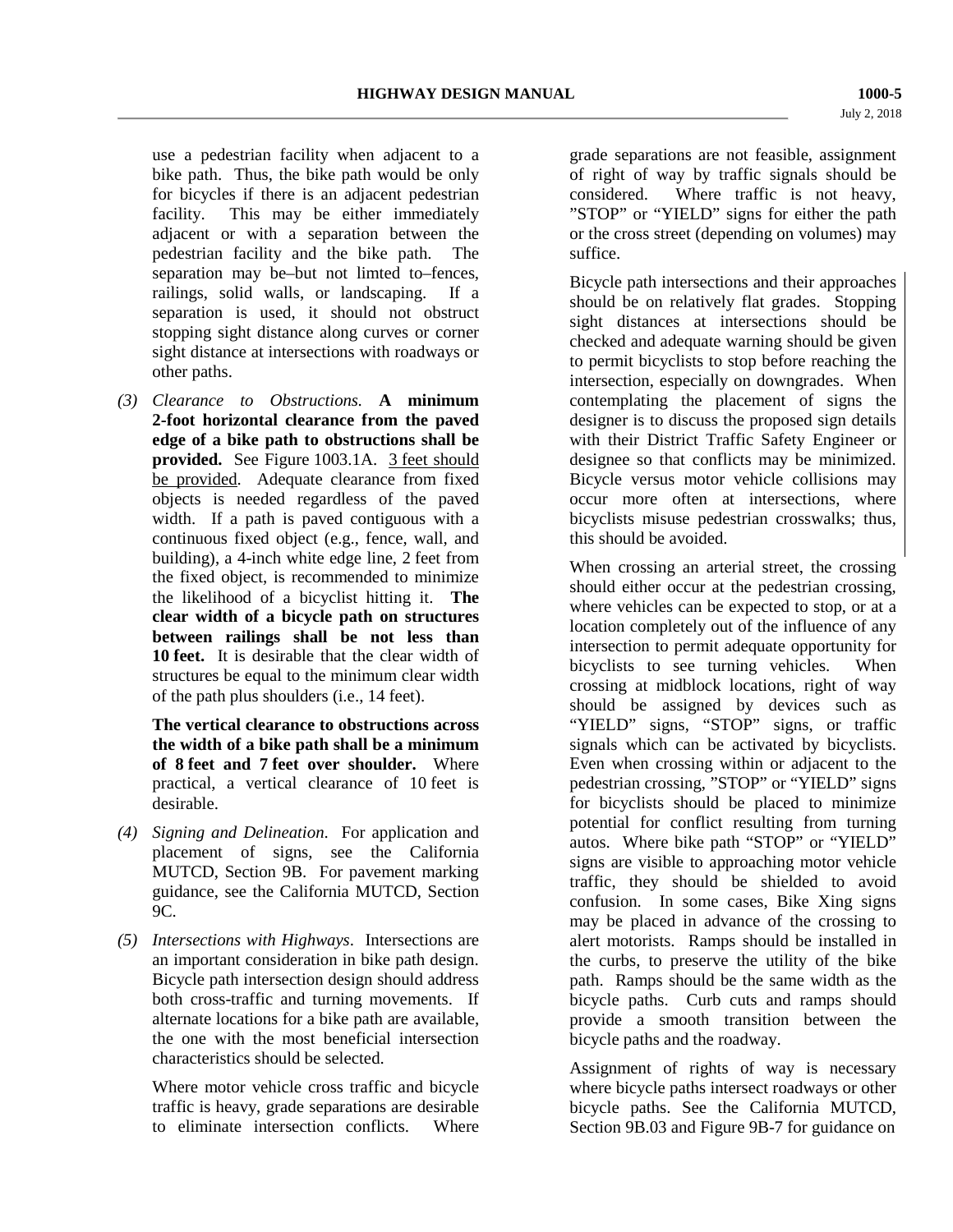use a pedestrian facility when adjacent to a bike path. Thus, the bike path would be only for bicycles if there is an adjacent pedestrian facility. This may be either immediately adjacent or with a separation between the pedestrian facility and the bike path. The separation may be–but not limted to–fences, railings, solid walls, or landscaping. If a separation is used, it should not obstruct stopping sight distance along curves or corner sight distance at intersections with roadways or other paths.

*(3) Clearance to Obstructions.* **A minimum 2-foot horizontal clearance from the paved edge of a bike path to obstructions shall be provided.** See Figure 1003.1A. <u>3 feet should be provided</u>. Adequate clearance from fixed objects is needed regardless of the paved width. If a path is paved contiguous with a continuous fixed object (e.g., fence, wall, and building), a 4-inch white edge line, 2 feet from the fixed object, is recommended to minimize the likelihood of a bicyclist hitting it. **The clear width of a bicycle path on structures between railings shall be not less than 10 feet.** It is desirable that the clear width of structures be equal to the minimum clear width of the path plus shoulders (i.e., 14 feet).

**The vertical clearance to obstructions across the width of a bike path shall be a minimum of 8 feet and 7 feet over shoulder.** Where practical, a vertical clearance of 10 feet is desirable.

*(4) Signing and Delineation.* For application and placement of signs, see the California MUTCD, Section 9B. For pavement marking guidance, see the California MUTCD, Section 9C.

*(5) Intersections with Highways.* Intersections are an important consideration in bike path design. Bicycle path intersection design should address both cross-traffic and turning movements. If alternate locations for a bike path are available, the one with the most beneficial intersection characteristics should be selected.

Where motor vehicle cross traffic and bicycle traffic is heavy, grade separations are desirable to eliminate intersection conflicts. Where grade separations are not feasible, assignment of right of way by traffic signals should be considered. Where traffic is not heavy, "STOP" or "YIELD" signs for either the path or the cross street (depending on volumes) may suffice.

Bicycle path intersections and their approaches should be on relatively flat grades. Stopping sight distances at intersections should be checked and adequate warning should be given to permit bicyclists to stop before reaching the intersection, especially on downgrades. When contemplating the placement of signs the designer is to discuss the proposed sign details with their District Traffic Safety Engineer or designee so that conflicts may be minimized. Bicycle versus motor vehicle collisions may occur more often at intersections, where bicyclists misuse pedestrian crosswalks; thus, this should be avoided.

When crossing an arterial street, the crossing should either occur at the pedestrian crossing, where vehicles can be expected to stop, or at a location completely out of the influence of any intersection to permit adequate opportunity for bicyclists to see turning vehicles. When crossing at midblock locations, right of way should be assigned by devices such as "YIELD" signs, "STOP" signs, or traffic signals which can be activated by bicyclists. Even when crossing within or adjacent to the pedestrian crossing, "STOP" or "YIELD" signs for bicyclists should be placed to minimize potential for conflict resulting from turning autos. Where bike path "STOP" or "YIELD" signs are visible to approaching motor vehicle traffic, they should be shielded to avoid confusion. In some cases, Bike Xing signs may be placed in advance of the crossing to alert motorists. Ramps should be installed in the curbs, to preserve the utility of the bike path. Ramps should be the same width as the bicycle paths. Curb cuts and ramps should provide a smooth transition between the bicycle paths and the roadway.

Assignment of rights of way is necessary where bicycle paths intersect roadways or other bicycle paths. See the California MUTCD, Section 9B.03 and Figure 9B-7 for guidance on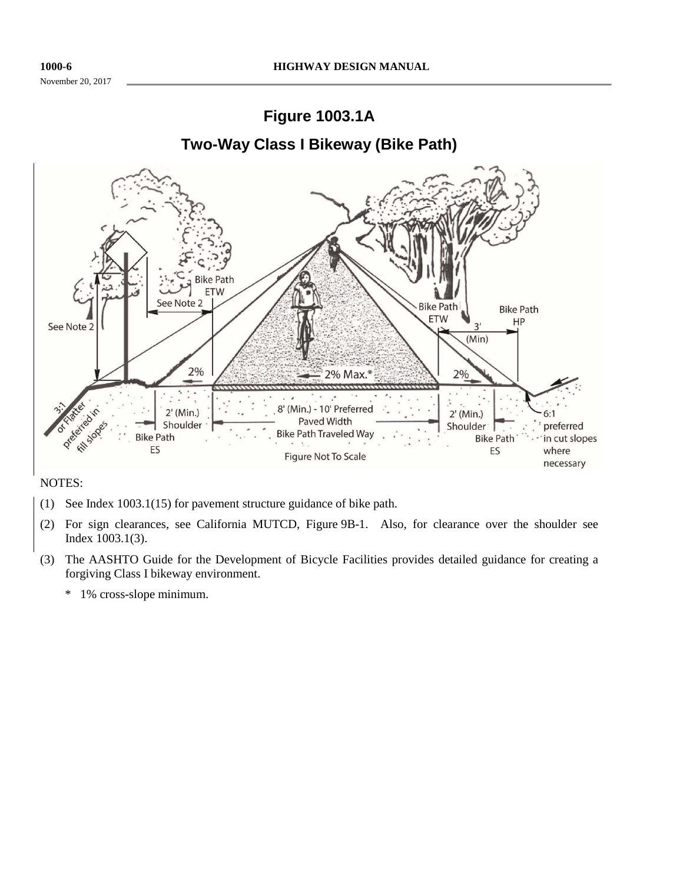## Figure 1003.1A

## Two-Way Class I Bikeway (Bike Path)

NOTES:

(1) See Index 1003.1(15) for pavement structure guidance of bike path.

(2) For sign clearances, see California MUTCD, Figure 9B-1. Also, for clearance over the shoulder see Index 1003.1(3).

(3) The AASHTO Guide for the Development of Bicycle Facilities provides detailed guidance for creating a forgiving Class I bikeway environment.

\* 1% cross-slope minimum.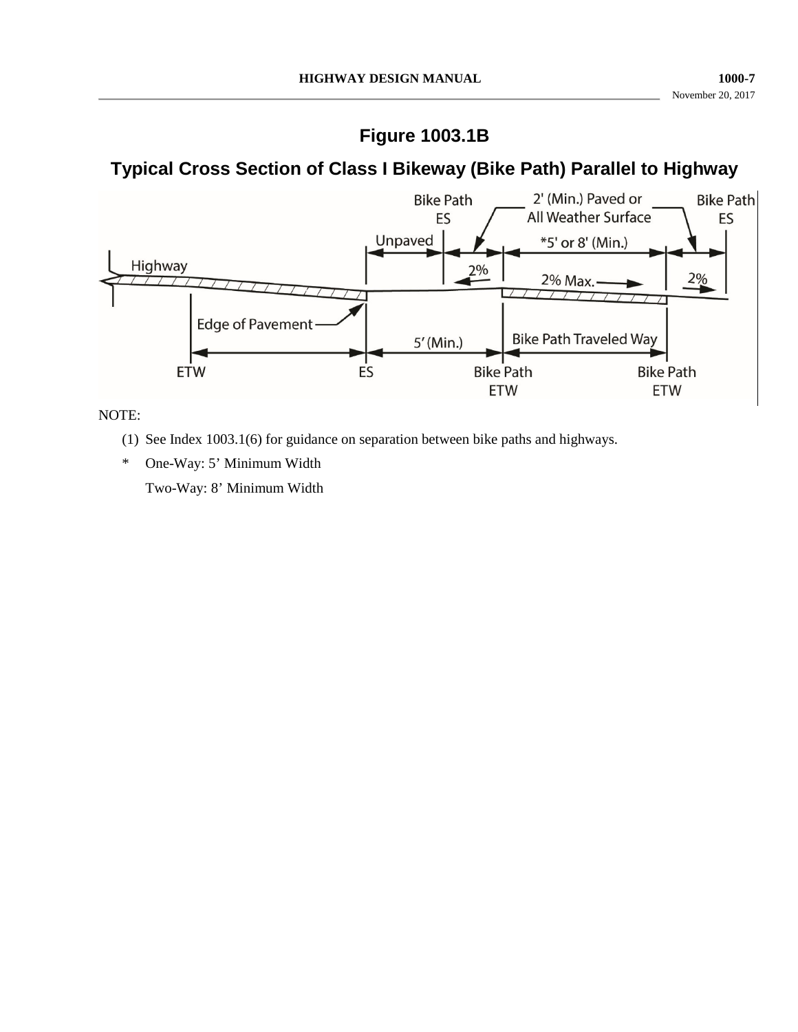## Figure 1003.1B

## Typical Cross Section of Class I Bikeway (Bike Path) Parallel to Highway

Highway

Bike Path ES

Unpaved

2' (Min.) Paved or All Weather Surface

*5' or 8' (Min.)

Bike Path ES

2%

2% Max.

2%

Edge of Pavement

5' (Min.)

Bike Path Traveled Way

ETW

ES

Bike Path ETW

Bike Path ETW

NOTE:

(1) See Index 1003.1(6) for guidance on separation between bike paths and highways.

\* One-Way: 5' Minimum Width

Two-Way: 8' Minimum Width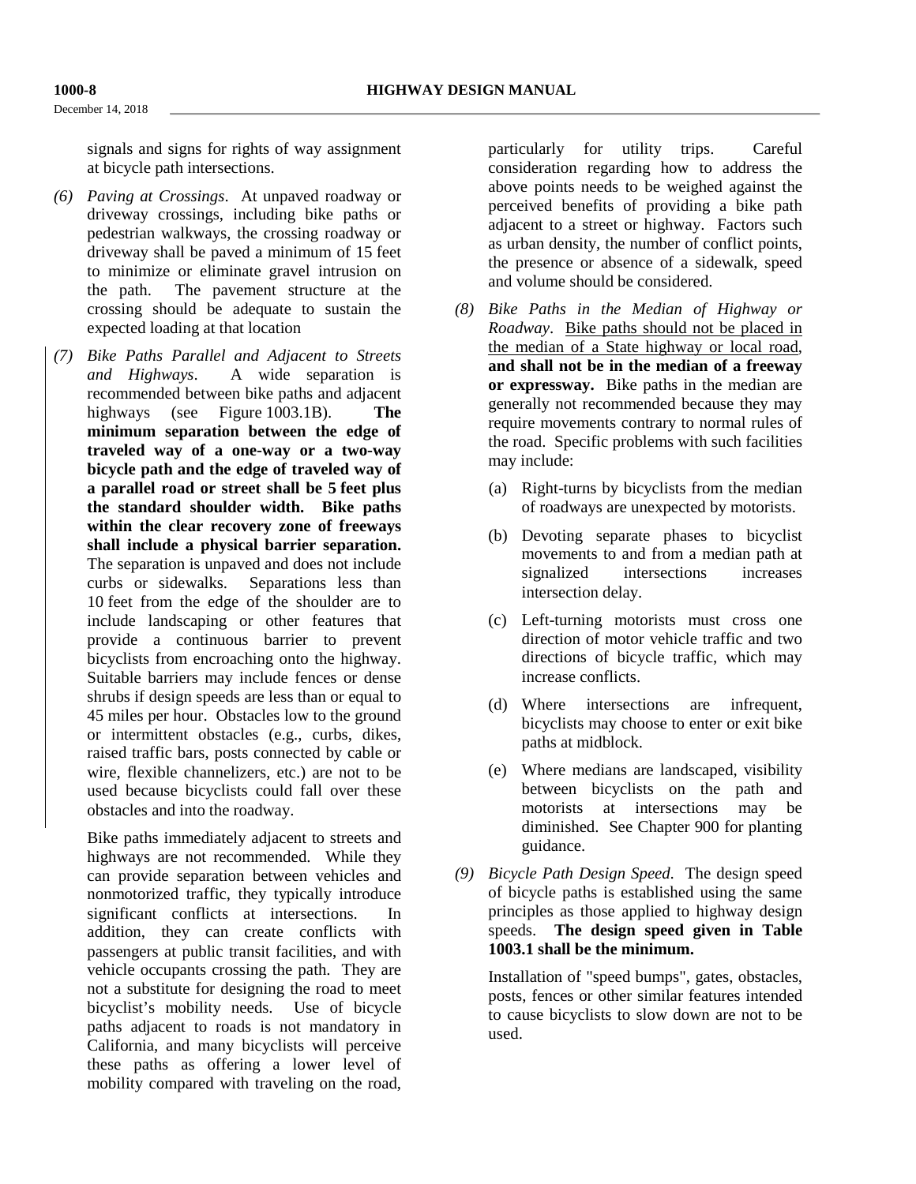signals and signs for rights of way assignment at bicycle path intersections.

*(6)* *Paving at Crossings*. At unpaved roadway or driveway crossings, including bike paths or pedestrian walkways, the crossing roadway or driveway shall be paved a minimum of 15 feet to minimize or eliminate gravel intrusion on the path. The pavement structure at the crossing should be adequate to sustain the expected loading at that location

*(7)* *Bike Paths Parallel and Adjacent to Streets and Highways*. A wide separation is recommended between bike paths and adjacent highways (see Figure 1003.1B). **The minimum separation between the edge of traveled way of a one-way or a two-way bicycle path and the edge of traveled way of a parallel road or street shall be 5 feet plus the standard shoulder width. Bike paths within the clear recovery zone of freeways shall include a physical barrier separation.** The separation is unpaved and does not include curbs or sidewalks. Separations less than 10 feet from the edge of the shoulder are to include landscaping or other features that provide a continuous barrier to prevent bicyclists from encroaching onto the highway. Suitable barriers may include fences or dense shrubs if design speeds are less than or equal to 45 miles per hour. Obstacles low to the ground or intermittent obstacles (e.g., curbs, dikes, raised traffic bars, posts connected by cable or wire, flexible channelizers, etc.) are not to be used because bicyclists could fall over these obstacles and into the roadway.

Bike paths immediately adjacent to streets and highways are not recommended. While they can provide separation between vehicles and nonmotorized traffic, they typically introduce significant conflicts at intersections. In addition, they can create conflicts with passengers at public transit facilities, and with vehicle occupants crossing the path. They are not a substitute for designing the road to meet bicyclist's mobility needs. Use of bicycle paths adjacent to roads is not mandatory in California, and many bicyclists will perceive these paths as offering a lower level of mobility compared with traveling on the road, particularly for utility trips. Careful consideration regarding how to address the above points needs to be weighed against the perceived benefits of providing a bike path adjacent to a street or highway. Factors such as urban density, the number of conflict points, the presence or absence of a sidewalk, speed and volume should be considered.

*(8)* *Bike Paths in the Median of Highway or Roadway*. Bike paths should not be placed in the median of a State highway or local road, **and shall not be in the median of a freeway or expressway.** Bike paths in the median are generally not recommended because they may require movements contrary to normal rules of the road. Specific problems with such facilities may include:

(a) Right-turns by bicyclists from the median of roadways are unexpected by motorists.

(b) Devoting separate phases to bicyclist movements to and from a median path at signalized intersections increases intersection delay.

(c) Left-turning motorists must cross one direction of motor vehicle traffic and two directions of bicycle traffic, which may increase conflicts.

(d) Where intersections are infrequent, bicyclists may choose to enter or exit bike paths at midblock.

(e) Where medians are landscaped, visibility between bicyclists on the path and motorists at intersections may be diminished. See Chapter 900 for planting guidance.

*(9)* *Bicycle Path Design Speed.* The design speed of bicycle paths is established using the same principles as those applied to highway design speeds. **The design speed given in Table 1003.1 shall be the minimum.**

Installation of "speed bumps", gates, obstacles, posts, fences or other similar features intended to cause bicyclists to slow down are not to be used.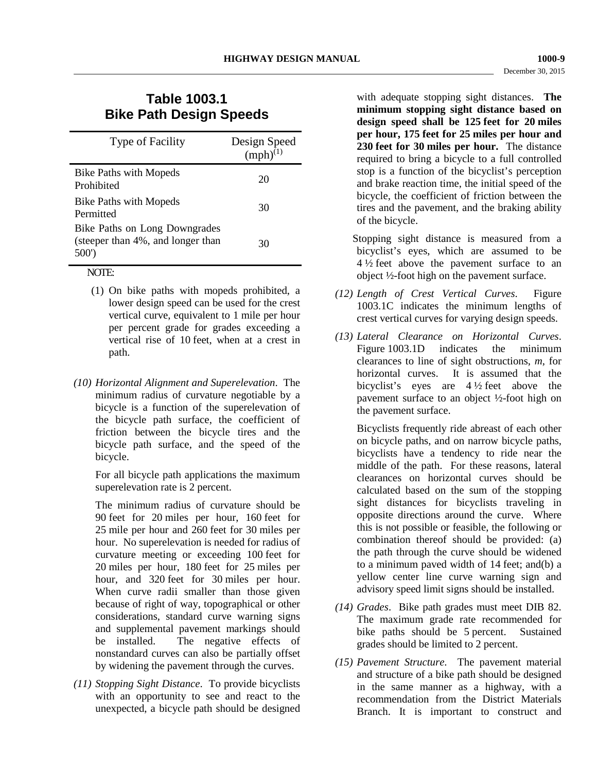## Table 1003.1
## Bike Path Design Speeds

| Type of Facility | Design Speed (mph)(1) |
|---|---|
| Bike Paths with Mopeds Prohibited | 20 |
| Bike Paths with Mopeds Permitted | 30 |
| Bike Paths on Long Downgrades (steeper than 4%, and longer than 500') | 30 |

NOTE:

(1) On bike paths with mopeds prohibited, a lower design speed can be used for the crest vertical curve, equivalent to 1 mile per hour per percent grade for grades exceeding a vertical rise of 10 feet, when at a crest in path.

*(10) Horizontal Alignment and Superelevation*. The minimum radius of curvature negotiable by a bicycle is a function of the superelevation of the bicycle path surface, the coefficient of friction between the bicycle tires and the bicycle path surface, and the speed of the bicycle.

For all bicycle path applications the maximum superelevation rate is 2 percent.

The minimum radius of curvature should be 90 feet for 20 miles per hour, 160 feet for 25 mile per hour and 260 feet for 30 miles per hour. No superelevation is needed for radius of curvature meeting or exceeding 100 feet for 20 miles per hour, 180 feet for 25 miles per hour, and 320 feet for 30 miles per hour. When curve radii smaller than those given because of right of way, topographical or other considerations, standard curve warning signs and supplemental pavement markings should be installed. The negative effects of nonstandard curves can also be partially offset by widening the pavement through the curves.

*(11) Stopping Sight Distance*. To provide bicyclists with an opportunity to see and react to the unexpected, a bicycle path should be designed with adequate stopping sight distances. **The minimum stopping sight distance based on design speed shall be 125 feet for 20 miles per hour, 175 feet for 25 miles per hour and 230 feet for 30 miles per hour.** The distance required to bring a bicycle to a full controlled stop is a function of the bicyclist's perception and brake reaction time, the initial speed of the bicycle, the coefficient of friction between the tires and the pavement, and the braking ability of the bicycle.

Stopping sight distance is measured from a bicyclist's eyes, which are assumed to be 4 ½ feet above the pavement surface to an object ½-foot high on the pavement surface.

*(12) Length of Crest Vertical Curves*. Figure 1003.1C indicates the minimum lengths of crest vertical curves for varying design speeds.

*(13) Lateral Clearance on Horizontal Curves*. Figure 1003.1D indicates the minimum clearances to line of sight obstructions, *m*, for horizontal curves. It is assumed that the bicyclist's eyes are 4 ½ feet above the pavement surface to an object ½-foot high on the pavement surface.

Bicyclists frequently ride abreast of each other on bicycle paths, and on narrow bicycle paths, bicyclists have a tendency to ride near the middle of the path. For these reasons, lateral clearances on horizontal curves should be calculated based on the sum of the stopping sight distances for bicyclists traveling in opposite directions around the curve. Where this is not possible or feasible, the following or combination thereof should be provided: (a) the path through the curve should be widened to a minimum paved width of 14 feet; and(b) a yellow center line curve warning sign and advisory speed limit signs should be installed.

*(14) Grades*. Bike path grades must meet DIB 82. The maximum grade rate recommended for bike paths should be 5 percent. Sustained grades should be limited to 2 percent.

*(15) Pavement Structure*. The pavement material and structure of a bike path should be designed in the same manner as a highway, with a recommendation from the District Materials Branch. It is important to construct and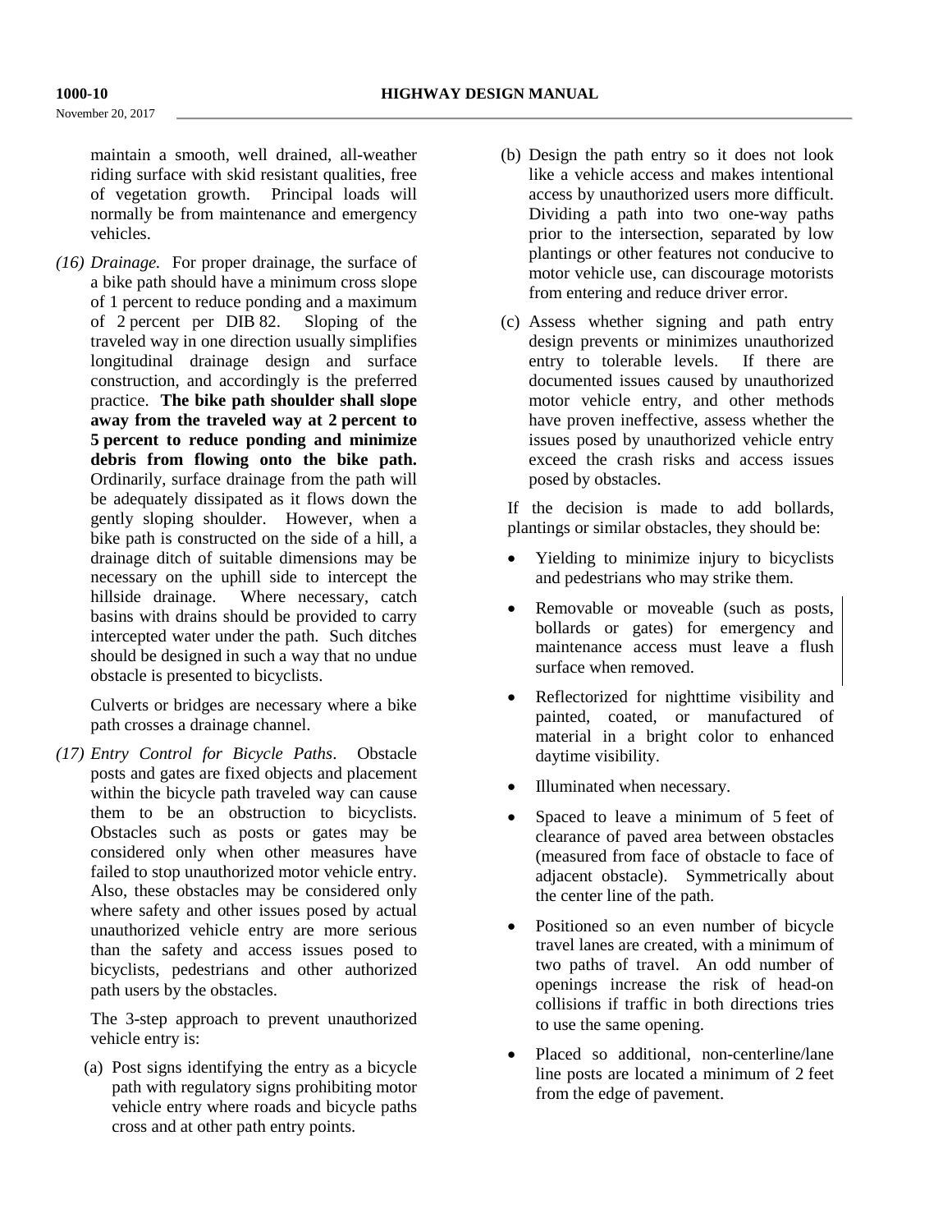maintain a smooth, well drained, all-weather riding surface with skid resistant qualities, free of vegetation growth. Principal loads will normally be from maintenance and emergency vehicles.

*(16) Drainage.* For proper drainage, the surface of a bike path should have a minimum cross slope of 1 percent to reduce ponding and a maximum of 2 percent per DIB 82. Sloping of the traveled way in one direction usually simplifies longitudinal drainage design and surface construction, and accordingly is the preferred practice. **The bike path shoulder shall slope away from the traveled way at 2 percent to 5 percent to reduce ponding and minimize debris from flowing onto the bike path.** Ordinarily, surface drainage from the path will be adequately dissipated as it flows down the gently sloping shoulder. However, when a bike path is constructed on the side of a hill, a drainage ditch of suitable dimensions may be necessary on the uphill side to intercept the hillside drainage. Where necessary, catch basins with drains should be provided to carry intercepted water under the path. Such ditches should be designed in such a way that no undue obstacle is presented to bicyclists.

Culverts or bridges are necessary where a bike path crosses a drainage channel.

*(17) Entry Control for Bicycle Paths*. Obstacle posts and gates are fixed objects and placement within the bicycle path traveled way can cause them to be an obstruction to bicyclists. Obstacles such as posts or gates may be considered only when other measures have failed to stop unauthorized motor vehicle entry. Also, these obstacles may be considered only where safety and other issues posed by actual unauthorized vehicle entry are more serious than the safety and access issues posed to bicyclists, pedestrians and other authorized path users by the obstacles.

The 3-step approach to prevent unauthorized vehicle entry is:

(a) Post signs identifying the entry as a bicycle path with regulatory signs prohibiting motor vehicle entry where roads and bicycle paths cross and at other path entry points.

(b) Design the path entry so it does not look like a vehicle access and makes intentional access by unauthorized users more difficult. Dividing a path into two one-way paths prior to the intersection, separated by low plantings or other features not conducive to motor vehicle use, can discourage motorists from entering and reduce driver error.

(c) Assess whether signing and path entry design prevents or minimizes unauthorized entry to tolerable levels. If there are documented issues caused by unauthorized motor vehicle entry, and other methods have proven ineffective, assess whether the issues posed by unauthorized vehicle entry exceed the crash risks and access issues posed by obstacles.

If the decision is made to add bollards, plantings or similar obstacles, they should be:

- Yielding to minimize injury to bicyclists and pedestrians who may strike them.
- Removable or moveable (such as posts, bollards or gates) for emergency and maintenance access must leave a flush surface when removed.
- Reflectorized for nighttime visibility and painted, coated, or manufactured of material in a bright color to enhanced daytime visibility.
- Illuminated when necessary.
- Spaced to leave a minimum of 5 feet of clearance of paved area between obstacles (measured from face of obstacle to face of adjacent obstacle). Symmetrically about the center line of the path.
- Positioned so an even number of bicycle travel lanes are created, with a minimum of two paths of travel. An odd number of openings increase the risk of head-on collisions if traffic in both directions tries to use the same opening.
- Placed so additional, non-centerline/lane line posts are located a minimum of 2 feet from the edge of pavement.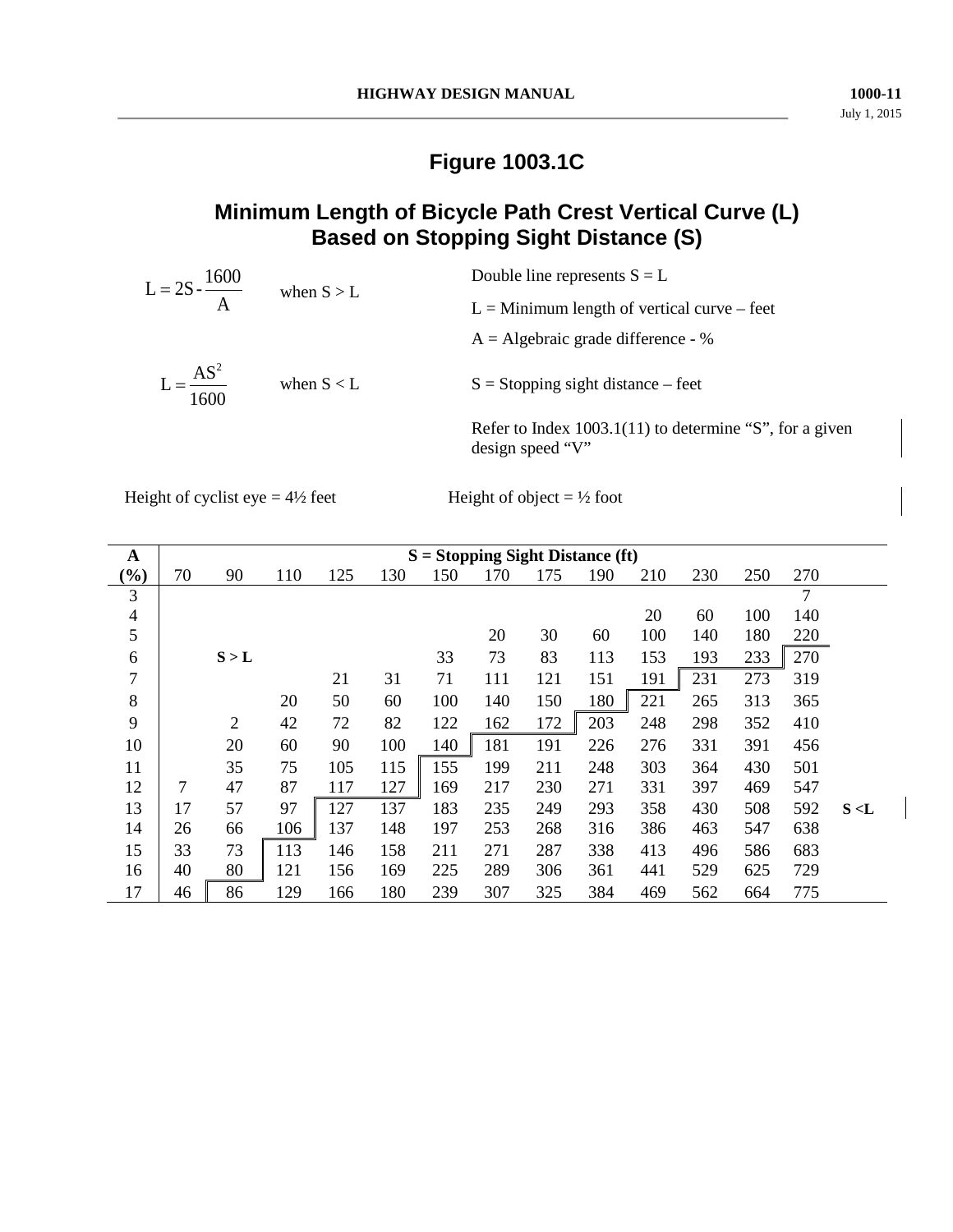# Figure 1003.1C

## Minimum Length of Bicycle Path Crest Vertical Curve (L) Based on Stopping Sight Distance (S)

$$L = 2S - \frac{1600}{A}$$ when S > L

$$L = \frac{AS^2}{1600}$$ when S < L

Double line represents S = L

L = Minimum length of vertical curve – feet

A = Algebraic grade difference - %

S = Stopping sight distance – feet

Refer to Index 1003.1(11) to determine "S", for a given design speed "V"

Height of cyclist eye = 4½ feet

Height of object = ½ foot

| A (%) | S = Stopping Sight Distance (ft) | | | | | | | | | | | | | |
|---|---|---|---|---|---|---|---|---|---|---|---|---|---|---|
| | 70 | 90 | 110 | 125 | 130 | 150 | 170 | 175 | 190 | 210 | 230 | 250 | 270 | |
| 3 | | | | | | | | | | | | | 7 | |
| 4 | | | | | | | | | | 20 | 60 | 100 | 140 | |
| 5 | | | | | | | 20 | 30 | 60 | 100 | 140 | 180 | 220 | |
| 6 | | **S > L** | | | | 33 | 73 | 83 | 113 | 153 | 193 | 233 | 270 | |
| 7 | | | | 21 | 31 | 71 | 111 | 121 | 151 | 191 | 231 | 273 | 319 | |
| 8 | | | 20 | 50 | 60 | 100 | 140 | 150 | 180 | 221 | 265 | 313 | 365 | |
| 9 | | 2 | 42 | 72 | 82 | 122 | 162 | 172 | 203 | 248 | 298 | 352 | 410 | |
| 10 | | 20 | 60 | 90 | 100 | 140 | 181 | 191 | 226 | 276 | 331 | 391 | 456 | |
| 11 | | 35 | 75 | 105 | 115 | 155 | 199 | 211 | 248 | 303 | 364 | 430 | 501 | |
| 12 | 7 | 47 | 87 | 117 | 127 | 169 | 217 | 230 | 271 | 331 | 397 | 469 | 547 | |
| 13 | 17 | 57 | 97 | 127 | 137 | 183 | 235 | 249 | 293 | 358 | 430 | 508 | 592 | **S < L** |
| 14 | 26 | 66 | 106 | 137 | 148 | 197 | 253 | 268 | 316 | 386 | 463 | 547 | 638 | |
| 15 | 33 | 73 | 113 | 146 | 158 | 211 | 271 | 287 | 338 | 413 | 496 | 586 | 683 | |
| 16 | 40 | 80 | 121 | 156 | 169 | 225 | 289 | 306 | 361 | 441 | 529 | 625 | 729 | |
| 17 | 46 | 86 | 129 | 166 | 180 | 239 | 307 | 325 | 384 | 469 | 562 | 664 | 775 | |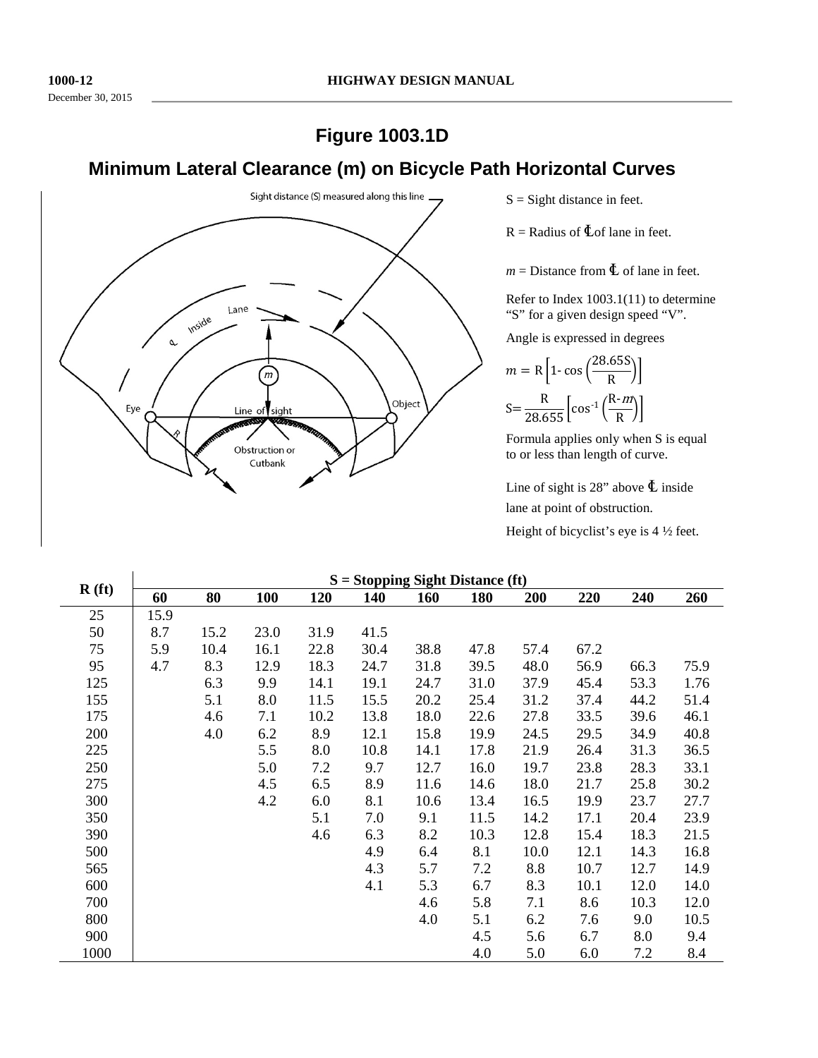# Figure 1003.1D

## Minimum Lateral Clearance (m) on Bicycle Path Horizontal Curves

S = Sight distance in feet.

R = Radius of ℄ of lane in feet.

$m$ = Distance from ℄ of lane in feet.

Refer to Index 1003.1(11) to determine "S" for a given design speed "V".

Angle is expressed in degrees

$$m = R\left[1 - \cos\left(\frac{28.65S}{R}\right)\right]$$

$$S = \frac{R}{28.655}\left[\cos^{-1}\left(\frac{R - m}{R}\right)\right]$$

Formula applies only when S is equal to or less than length of curve.

Line of sight is 28" above ℄ inside lane at point of obstruction.

Height of bicyclist's eye is 4 ½ feet.

| R (ft) | S = Stopping Sight Distance (ft) | | | | | | | | | | |
|---|---|---|---|---|---|---|---|---|---|---|---|
| | 60 | 80 | 100 | 120 | 140 | 160 | 180 | 200 | 220 | 240 | 260 |
| 25 | 15.9 | | | | | | | | | | |
| 50 | 8.7 | 15.2 | 23.0 | 31.9 | 41.5 | | | | | | |
| 75 | 5.9 | 10.4 | 16.1 | 22.8 | 30.4 | 38.8 | 47.8 | 57.4 | 67.2 | | |
| 95 | 4.7 | 8.3 | 12.9 | 18.3 | 24.7 | 31.8 | 39.5 | 48.0 | 56.9 | 66.3 | 75.9 |
| 125 | | 6.3 | 9.9 | 14.1 | 19.1 | 24.7 | 31.0 | 37.9 | 45.4 | 53.3 | 1.76 |
| 155 | | 5.1 | 8.0 | 11.5 | 15.5 | 20.2 | 25.4 | 31.2 | 37.4 | 44.2 | 51.4 |
| 175 | | 4.6 | 7.1 | 10.2 | 13.8 | 18.0 | 22.6 | 27.8 | 33.5 | 39.6 | 46.1 |
| 200 | | 4.0 | 6.2 | 8.9 | 12.1 | 15.8 | 19.9 | 24.5 | 29.5 | 34.9 | 40.8 |
| 225 | | | 5.5 | 8.0 | 10.8 | 14.1 | 17.8 | 21.9 | 26.4 | 31.3 | 36.5 |
| 250 | | | 5.0 | 7.2 | 9.7 | 12.7 | 16.0 | 19.7 | 23.8 | 28.3 | 33.1 |
| 275 | | | 4.5 | 6.5 | 8.9 | 11.6 | 14.6 | 18.0 | 21.7 | 25.8 | 30.2 |
| 300 | | | 4.2 | 6.0 | 8.1 | 10.6 | 13.4 | 16.5 | 19.9 | 23.7 | 27.7 |
| 350 | | | | 5.1 | 7.0 | 9.1 | 11.5 | 14.2 | 17.1 | 20.4 | 23.9 |
| 390 | | | | 4.6 | 6.3 | 8.2 | 10.3 | 12.8 | 15.4 | 18.3 | 21.5 |
| 500 | | | | | 4.9 | 6.4 | 8.1 | 10.0 | 12.1 | 14.3 | 16.8 |
| 565 | | | | | 4.3 | 5.7 | 7.2 | 8.8 | 10.7 | 12.7 | 14.9 |
| 600 | | | | | 4.1 | 5.3 | 6.7 | 8.3 | 10.1 | 12.0 | 14.0 |
| 700 | | | | | | 4.6 | 5.8 | 7.1 | 8.6 | 10.3 | 12.0 |
| 800 | | | | | | 4.0 | 5.1 | 6.2 | 7.6 | 9.0 | 10.5 |
| 900 | | | | | | | 4.5 | 5.6 | 6.7 | 8.0 | 9.4 |
| 1000 | | | | | | | 4.0 | 5.0 | 6.0 | 7.2 | 8.4 |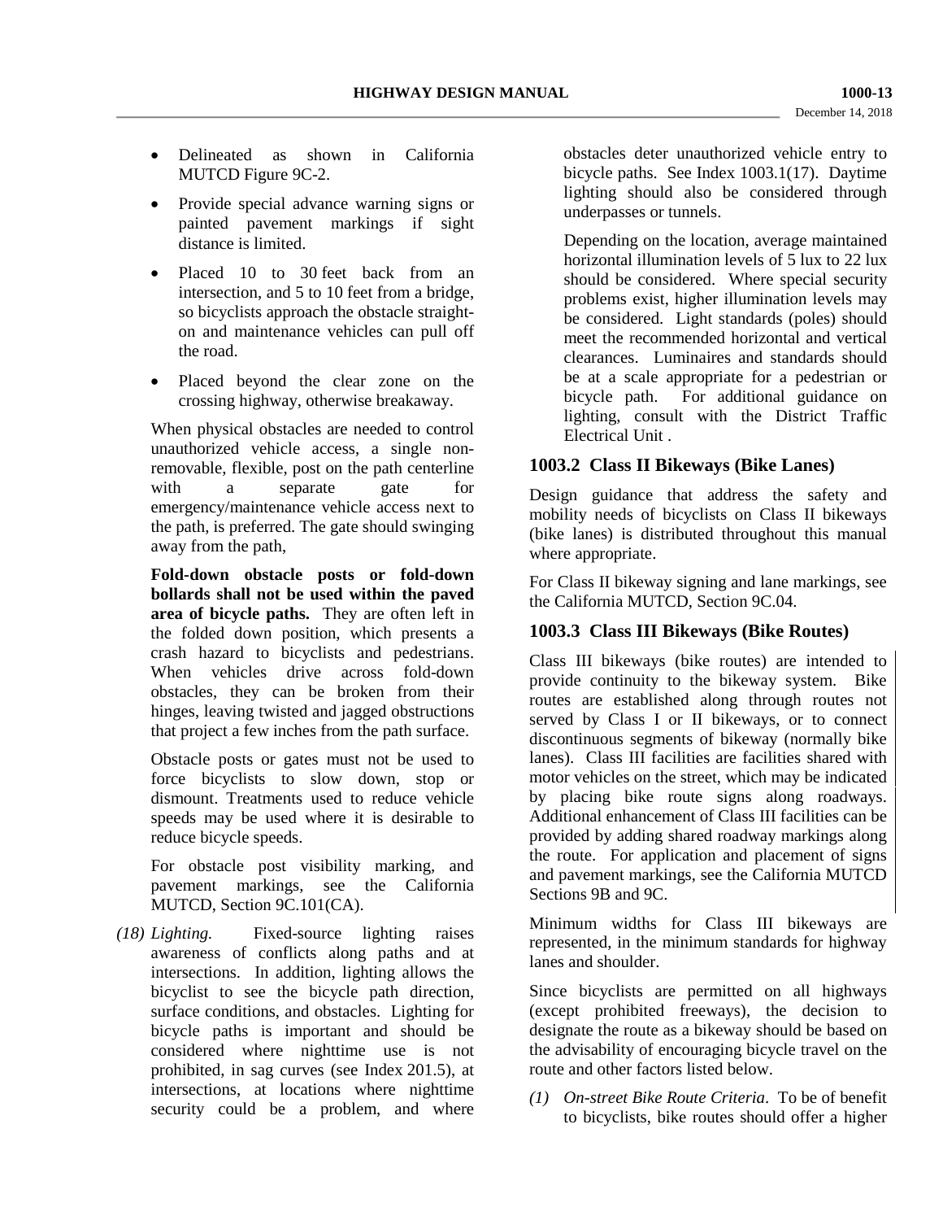- Delineated as shown in California MUTCD Figure 9C-2.
- Provide special advance warning signs or painted pavement markings if sight distance is limited.
- Placed 10 to 30 feet back from an intersection, and 5 to 10 feet from a bridge, so bicyclists approach the obstacle straight-on and maintenance vehicles can pull off the road.
- Placed beyond the clear zone on the crossing highway, otherwise breakaway.

When physical obstacles are needed to control unauthorized vehicle access, a single non-removable, flexible, post on the path centerline with a separate gate for emergency/maintenance vehicle access next to the path, is preferred. The gate should swinging away from the path,

**Fold-down obstacle posts or fold-down bollards shall not be used within the paved area of bicycle paths.** They are often left in the folded down position, which presents a crash hazard to bicyclists and pedestrians. When vehicles drive across fold-down obstacles, they can be broken from their hinges, leaving twisted and jagged obstructions that project a few inches from the path surface.

Obstacle posts or gates must not be used to force bicyclists to slow down, stop or dismount. Treatments used to reduce vehicle speeds may be used where it is desirable to reduce bicycle speeds.

For obstacle post visibility marking, and pavement markings, see the California MUTCD, Section 9C.101(CA).

*(18) Lighting.* Fixed-source lighting raises awareness of conflicts along paths and at intersections. In addition, lighting allows the bicyclist to see the bicycle path direction, surface conditions, and obstacles. Lighting for bicycle paths is important and should be considered where nighttime use is not prohibited, in sag curves (see Index 201.5), at intersections, at locations where nighttime security could be a problem, and where obstacles deter unauthorized vehicle entry to bicycle paths. See Index 1003.1(17). Daytime lighting should also be considered through underpasses or tunnels.

Depending on the location, average maintained horizontal illumination levels of 5 lux to 22 lux should be considered. Where special security problems exist, higher illumination levels may be considered. Light standards (poles) should meet the recommended horizontal and vertical clearances. Luminaires and standards should be at a scale appropriate for a pedestrian or bicycle path. For additional guidance on lighting, consult with the District Traffic Electrical Unit .

### 1003.2 Class II Bikeways (Bike Lanes)

Design guidance that address the safety and mobility needs of bicyclists on Class II bikeways (bike lanes) is distributed throughout this manual where appropriate.

For Class II bikeway signing and lane markings, see the California MUTCD, Section 9C.04.

### 1003.3 Class III Bikeways (Bike Routes)

Class III bikeways (bike routes) are intended to provide continuity to the bikeway system. Bike routes are established along through routes not served by Class I or II bikeways, or to connect discontinuous segments of bikeway (normally bike lanes). Class III facilities are facilities shared with motor vehicles on the street, which may be indicated by placing bike route signs along roadways. Additional enhancement of Class III facilities can be provided by adding shared roadway markings along the route. For application and placement of signs and pavement markings, see the California MUTCD Sections 9B and 9C.

Minimum widths for Class III bikeways are represented, in the minimum standards for highway lanes and shoulder.

Since bicyclists are permitted on all highways (except prohibited freeways), the decision to designate the route as a bikeway should be based on the advisability of encouraging bicycle travel on the route and other factors listed below.

*(1) On-street Bike Route Criteria*. To be of benefit to bicyclists, bike routes should offer a higher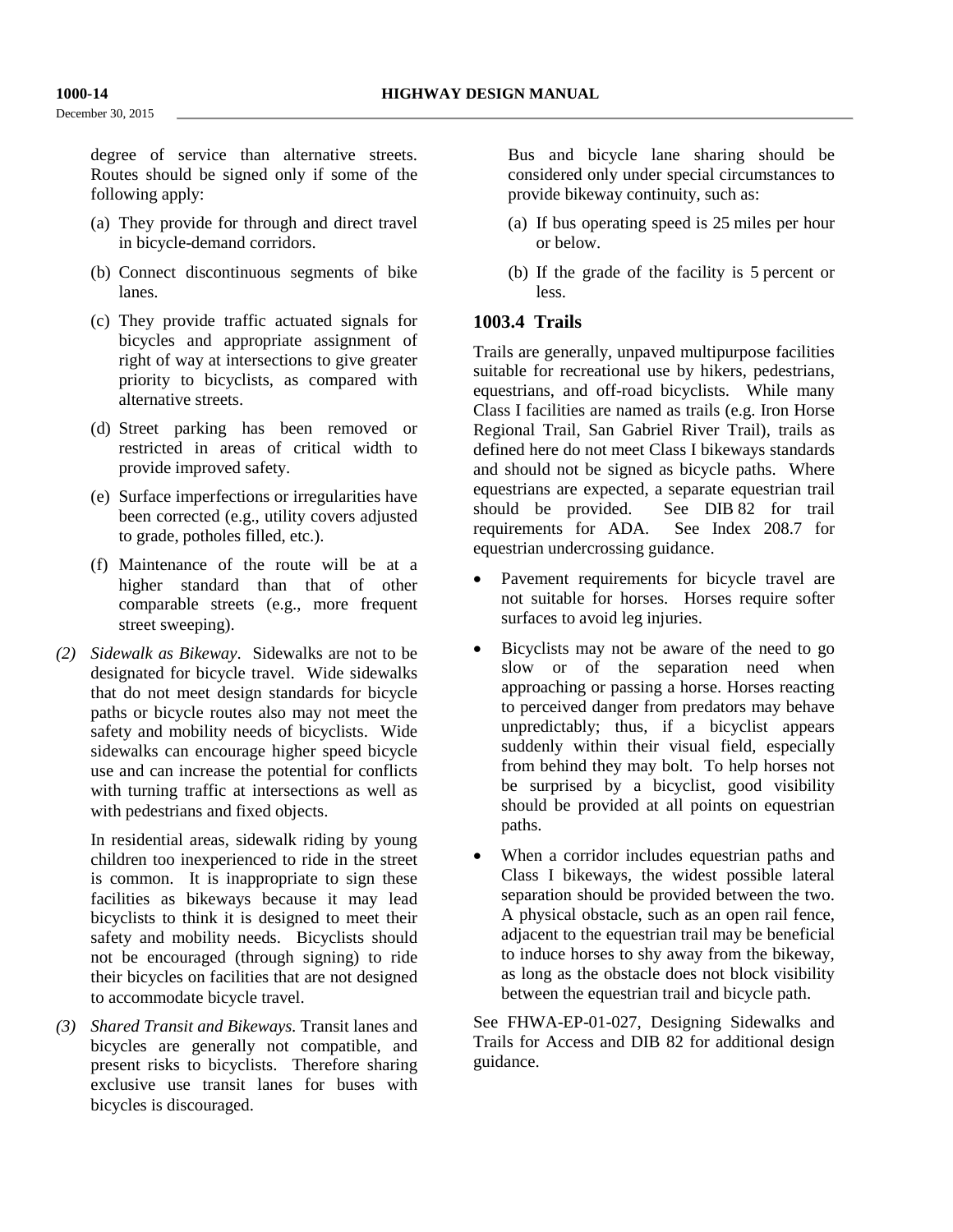degree of service than alternative streets. Routes should be signed only if some of the following apply:

(a) They provide for through and direct travel in bicycle-demand corridors.

(b) Connect discontinuous segments of bike lanes.

(c) They provide traffic actuated signals for bicycles and appropriate assignment of right of way at intersections to give greater priority to bicyclists, as compared with alternative streets.

(d) Street parking has been removed or restricted in areas of critical width to provide improved safety.

(e) Surface imperfections or irregularities have been corrected (e.g., utility covers adjusted to grade, potholes filled, etc.).

(f) Maintenance of the route will be at a higher standard than that of other comparable streets (e.g., more frequent street sweeping).

*(2) Sidewalk as Bikeway*. Sidewalks are not to be designated for bicycle travel. Wide sidewalks that do not meet design standards for bicycle paths or bicycle routes also may not meet the safety and mobility needs of bicyclists. Wide sidewalks can encourage higher speed bicycle use and can increase the potential for conflicts with turning traffic at intersections as well as with pedestrians and fixed objects.

In residential areas, sidewalk riding by young children too inexperienced to ride in the street is common. It is inappropriate to sign these facilities as bikeways because it may lead bicyclists to think it is designed to meet their safety and mobility needs. Bicyclists should not be encouraged (through signing) to ride their bicycles on facilities that are not designed to accommodate bicycle travel.

*(3) Shared Transit and Bikeways.* Transit lanes and bicycles are generally not compatible, and present risks to bicyclists. Therefore sharing exclusive use transit lanes for buses with bicycles is discouraged.

Bus and bicycle lane sharing should be considered only under special circumstances to provide bikeway continuity, such as:

(a) If bus operating speed is 25 miles per hour or below.

(b) If the grade of the facility is 5 percent or less.

## 1003.4 Trails

Trails are generally, unpaved multipurpose facilities suitable for recreational use by hikers, pedestrians, equestrians, and off-road bicyclists. While many Class I facilities are named as trails (e.g. Iron Horse Regional Trail, San Gabriel River Trail), trails as defined here do not meet Class I bikeways standards and should not be signed as bicycle paths. Where equestrians are expected, a separate equestrian trail should be provided. See DIB 82 for trail requirements for ADA. See Index 208.7 for equestrian undercrossing guidance.

- Pavement requirements for bicycle travel are not suitable for horses. Horses require softer surfaces to avoid leg injuries.
- Bicyclists may not be aware of the need to go slow or of the separation need when approaching or passing a horse. Horses reacting to perceived danger from predators may behave unpredictably; thus, if a bicyclist appears suddenly within their visual field, especially from behind they may bolt. To help horses not be surprised by a bicyclist, good visibility should be provided at all points on equestrian paths.
- When a corridor includes equestrian paths and Class I bikeways, the widest possible lateral separation should be provided between the two. A physical obstacle, such as an open rail fence, adjacent to the equestrian trail may be beneficial to induce horses to shy away from the bikeway, as long as the obstacle does not block visibility between the equestrian trail and bicycle path.

See FHWA-EP-01-027, Designing Sidewalks and Trails for Access and DIB 82 for additional design guidance.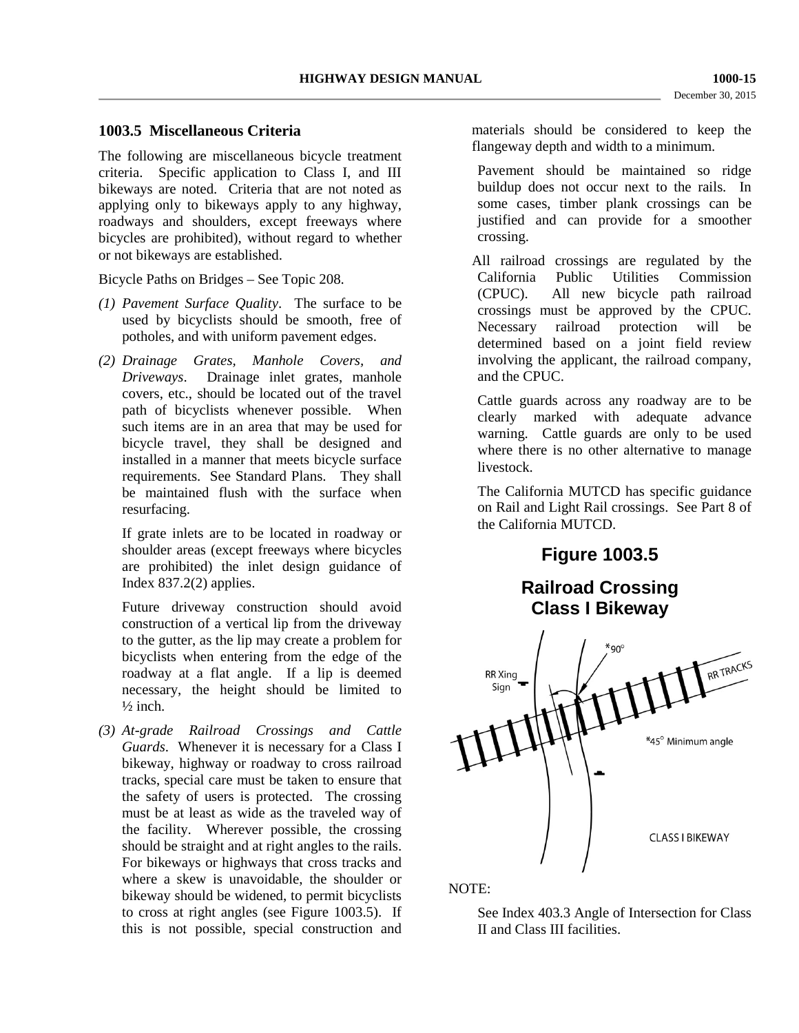### 1003.5 Miscellaneous Criteria

The following are miscellaneous bicycle treatment criteria. Specific application to Class I, and III bikeways are noted. Criteria that are not noted as applying only to bikeways apply to any highway, roadways and shoulders, except freeways where bicycles are prohibited), without regard to whether or not bikeways are established.

Bicycle Paths on Bridges – See Topic 208.

(1) *Pavement Surface Quality*. The surface to be used by bicyclists should be smooth, free of potholes, and with uniform pavement edges.

(2) *Drainage Grates, Manhole Covers, and Driveways*. Drainage inlet grates, manhole covers, etc., should be located out of the travel path of bicyclists whenever possible. When such items are in an area that may be used for bicycle travel, they shall be designed and installed in a manner that meets bicycle surface requirements. See Standard Plans. They shall be maintained flush with the surface when resurfacing.

If grate inlets are to be located in roadway or shoulder areas (except freeways where bicycles are prohibited) the inlet design guidance of Index 837.2(2) applies.

Future driveway construction should avoid construction of a vertical lip from the driveway to the gutter, as the lip may create a problem for bicyclists when entering from the edge of the roadway at a flat angle. If a lip is deemed necessary, the height should be limited to ½ inch.

(3) *At-grade Railroad Crossings and Cattle Guards*. Whenever it is necessary for a Class I bikeway, highway or roadway to cross railroad tracks, special care must be taken to ensure that the safety of users is protected. The crossing must be at least as wide as the traveled way of the facility. Wherever possible, the crossing should be straight and at right angles to the rails. For bikeways or highways that cross tracks and where a skew is unavoidable, the shoulder or bikeway should be widened, to permit bicyclists to cross at right angles (see Figure 1003.5). If this is not possible, special construction and materials should be considered to keep the flangeway depth and width to a minimum.

Pavement should be maintained so ridge buildup does not occur next to the rails. In some cases, timber plank crossings can be justified and can provide for a smoother crossing.

All railroad crossings are regulated by the California Public Utilities Commission (CPUC). All new bicycle path railroad crossings must be approved by the CPUC. Necessary railroad protection will be determined based on a joint field review involving the applicant, the railroad company, and the CPUC.

Cattle guards across any roadway are to be clearly marked with adequate advance warning. Cattle guards are only to be used where there is no other alternative to manage livestock.

The California MUTCD has specific guidance on Rail and Light Rail crossings. See Part 8 of the California MUTCD.

**Figure 1003.5**

**Railroad Crossing Class I Bikeway**

*90°

RR Xing Sign

RR TRACKS

*45° Minimum angle

CLASS I BIKEWAY

NOTE:

See Index 403.3 Angle of Intersection for Class II and Class III facilities.